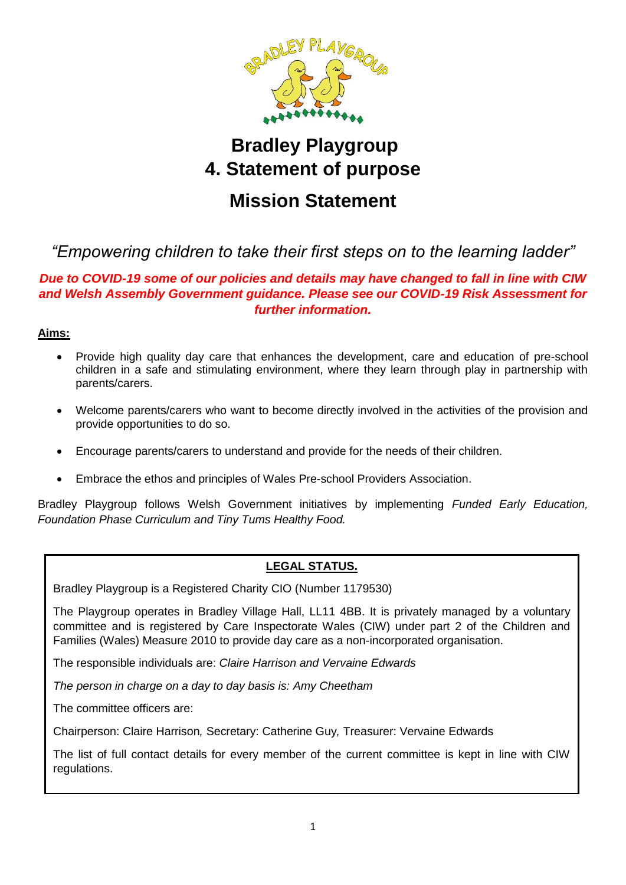# Bradley Playgroup
# 4. Statement of purpose
## Mission Statement

*"Empowering children to take their first steps on to the learning ladder"*

***Due to COVID-19 some of our policies and details may have changed to fall in line with CIW and Welsh Assembly Government guidance. Please see our COVID-19 Risk Assessment for further information.***

**Aims:**

- Provide high quality day care that enhances the development, care and education of pre-school children in a safe and stimulating environment, where they learn through play in partnership with parents/carers.
- Welcome parents/carers who want to become directly involved in the activities of the provision and provide opportunities to do so.
- Encourage parents/carers to understand and provide for the needs of their children.
- Embrace the ethos and principles of Wales Pre-school Providers Association.

Bradley Playgroup follows Welsh Government initiatives by implementing *Funded Early Education, Foundation Phase Curriculum and Tiny Tums Healthy Food.*

**LEGAL STATUS.**

Bradley Playgroup is a Registered Charity CIO (Number 1179530)

The Playgroup operates in Bradley Village Hall, LL11 4BB. It is privately managed by a voluntary committee and is registered by Care Inspectorate Wales (CIW) under part 2 of the Children and Families (Wales) Measure 2010 to provide day care as a non-incorporated organisation.

The responsible individuals are: *Claire Harrison and Vervaine Edwards*

*The person in charge on a day to day basis is: Amy Cheetham*

The committee officers are:

Chairperson: Claire Harrison, Secretary: Catherine Guy, Treasurer: Vervaine Edwards

The list of full contact details for every member of the current committee is kept in line with CIW regulations.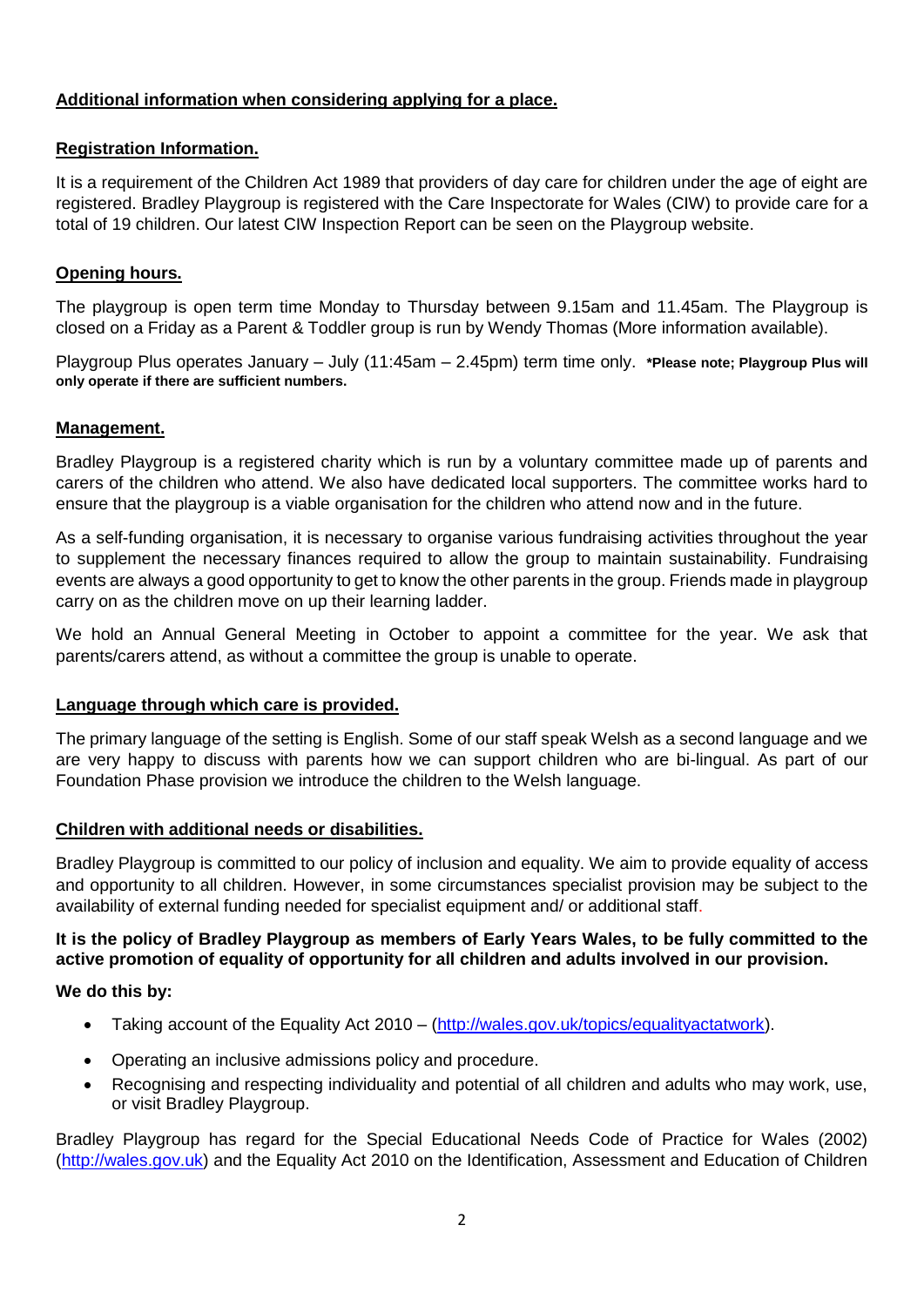**Additional information when considering applying for a place.**

**Registration Information.**

It is a requirement of the Children Act 1989 that providers of day care for children under the age of eight are registered. Bradley Playgroup is registered with the Care Inspectorate for Wales (CIW) to provide care for a total of 19 children. Our latest CIW Inspection Report can be seen on the Playgroup website.

**Opening hours.**

The playgroup is open term time Monday to Thursday between 9.15am and 11.45am. The Playgroup is closed on a Friday as a Parent & Toddler group is run by Wendy Thomas (More information available).

Playgroup Plus operates January – July (11:45am – 2.45pm) term time only. ***Please note; Playgroup Plus will only operate if there are sufficient numbers.**

**Management.**

Bradley Playgroup is a registered charity which is run by a voluntary committee made up of parents and carers of the children who attend. We also have dedicated local supporters. The committee works hard to ensure that the playgroup is a viable organisation for the children who attend now and in the future.

As a self-funding organisation, it is necessary to organise various fundraising activities throughout the year to supplement the necessary finances required to allow the group to maintain sustainability. Fundraising events are always a good opportunity to get to know the other parents in the group. Friends made in playgroup carry on as the children move on up their learning ladder.

We hold an Annual General Meeting in October to appoint a committee for the year. We ask that parents/carers attend, as without a committee the group is unable to operate.

**Language through which care is provided.**

The primary language of the setting is English. Some of our staff speak Welsh as a second language and we are very happy to discuss with parents how we can support children who are bi-lingual. As part of our Foundation Phase provision we introduce the children to the Welsh language.

**Children with additional needs or disabilities.**

Bradley Playgroup is committed to our policy of inclusion and equality. We aim to provide equality of access and opportunity to all children. However, in some circumstances specialist provision may be subject to the availability of external funding needed for specialist equipment and/ or additional staff.

**It is the policy of Bradley Playgroup as members of Early Years Wales, to be fully committed to the active promotion of equality of opportunity for all children and adults involved in our provision.**

**We do this by:**

- Taking account of the Equality Act 2010 – (http://wales.gov.uk/topics/equalityactatwork).
- Operating an inclusive admissions policy and procedure.
- Recognising and respecting individuality and potential of all children and adults who may work, use, or visit Bradley Playgroup.

Bradley Playgroup has regard for the Special Educational Needs Code of Practice for Wales (2002) (http://wales.gov.uk) and the Equality Act 2010 on the Identification, Assessment and Education of Children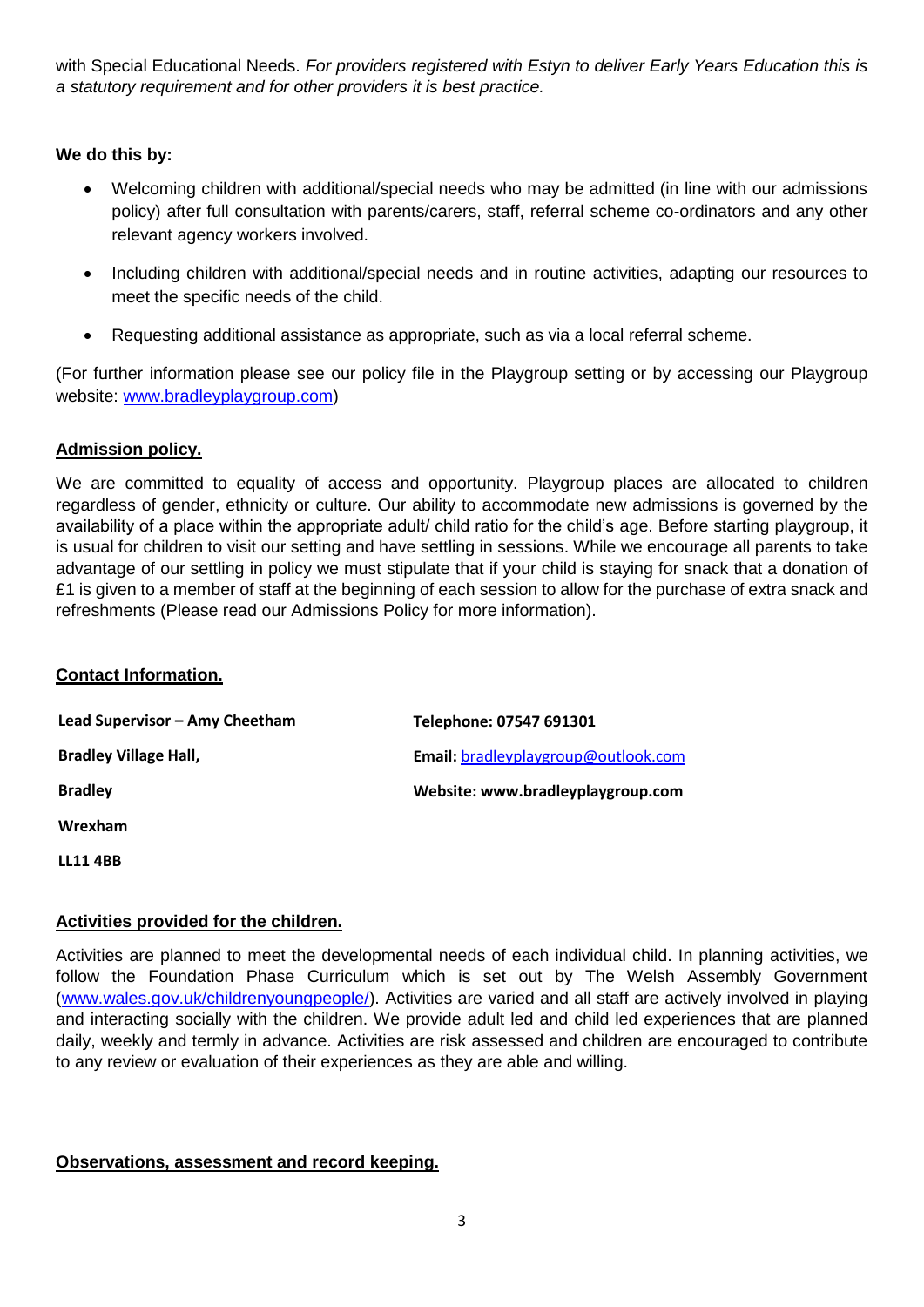with Special Educational Needs. *For providers registered with Estyn to deliver Early Years Education this is a statutory requirement and for other providers it is best practice.*

**We do this by:**

- Welcoming children with additional/special needs who may be admitted (in line with our admissions policy) after full consultation with parents/carers, staff, referral scheme co-ordinators and any other relevant agency workers involved.
- Including children with additional/special needs and in routine activities, adapting our resources to meet the specific needs of the child.
- Requesting additional assistance as appropriate, such as via a local referral scheme.

(For further information please see our policy file in the Playgroup setting or by accessing our Playgroup website: [www.bradleyplaygroup.com](http://www.bradleyplaygroup.com))

## Admission policy.

We are committed to equality of access and opportunity. Playgroup places are allocated to children regardless of gender, ethnicity or culture. Our ability to accommodate new admissions is governed by the availability of a place within the appropriate adult/ child ratio for the child's age. Before starting playgroup, it is usual for children to visit our setting and have settling in sessions. While we encourage all parents to take advantage of our settling in policy we must stipulate that if your child is staying for snack that a donation of £1 is given to a member of staff at the beginning of each session to allow for the purchase of extra snack and refreshments (Please read our Admissions Policy for more information).

## Contact Information.

**Lead Supervisor – Amy Cheetham**

**Bradley Village Hall,**

**Bradley**

**Wrexham**

**LL11 4BB**

**Telephone: 07547 691301**

**Email:** [bradleyplaygroup@outlook.com](mailto:bradleyplaygroup@outlook.com)

**Website: www.bradleyplaygroup.com**

## Activities provided for the children.

Activities are planned to meet the developmental needs of each individual child. In planning activities, we follow the Foundation Phase Curriculum which is set out by The Welsh Assembly Government ([www.wales.gov.uk/childrenyoungpeople/](http://www.wales.gov.uk/childrenyoungpeople/)). Activities are varied and all staff are actively involved in playing and interacting socially with the children. We provide adult led and child led experiences that are planned daily, weekly and termly in advance. Activities are risk assessed and children are encouraged to contribute to any review or evaluation of their experiences as they are able and willing.

## Observations, assessment and record keeping.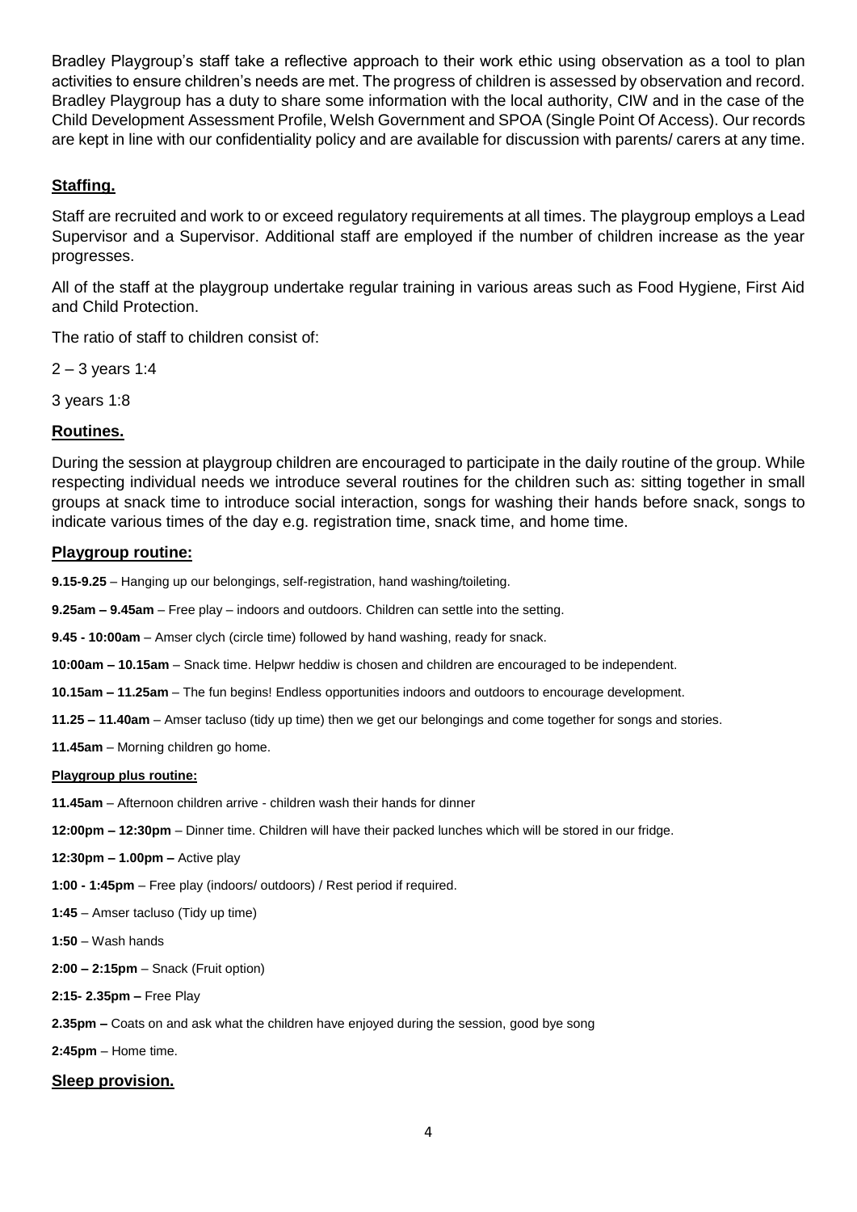Bradley Playgroup's staff take a reflective approach to their work ethic using observation as a tool to plan activities to ensure children's needs are met. The progress of children is assessed by observation and record. Bradley Playgroup has a duty to share some information with the local authority, CIW and in the case of the Child Development Assessment Profile, Welsh Government and SPOA (Single Point Of Access). Our records are kept in line with our confidentiality policy and are available for discussion with parents/ carers at any time.

## **Staffing.**

Staff are recruited and work to or exceed regulatory requirements at all times. The playgroup employs a Lead Supervisor and a Supervisor. Additional staff are employed if the number of children increase as the year progresses.

All of the staff at the playgroup undertake regular training in various areas such as Food Hygiene, First Aid and Child Protection.

The ratio of staff to children consist of:

2 – 3 years 1:4

3 years 1:8

## **Routines.**

During the session at playgroup children are encouraged to participate in the daily routine of the group. While respecting individual needs we introduce several routines for the children such as: sitting together in small groups at snack time to introduce social interaction, songs for washing their hands before snack, songs to indicate various times of the day e.g. registration time, snack time, and home time.

## **Playgroup routine:**

**9.15-9.25** – Hanging up our belongings, self-registration, hand washing/toileting.

**9.25am – 9.45am** – Free play – indoors and outdoors. Children can settle into the setting.

**9.45 - 10:00am** – Amser clych (circle time) followed by hand washing, ready for snack.

**10:00am – 10.15am** – Snack time. Helpwr heddiw is chosen and children are encouraged to be independent.

**10.15am – 11.25am** – The fun begins! Endless opportunities indoors and outdoors to encourage development.

**11.25 – 11.40am** – Amser tacluso (tidy up time) then we get our belongings and come together for songs and stories.

**11.45am** – Morning children go home.

### **Playgroup plus routine:**

**11.45am** – Afternoon children arrive - children wash their hands for dinner

**12:00pm – 12:30pm** – Dinner time. Children will have their packed lunches which will be stored in our fridge.

**12:30pm – 1.00pm –** Active play

**1:00 - 1:45pm** – Free play (indoors/ outdoors) / Rest period if required.

**1:45** – Amser tacluso (Tidy up time)

**1:50** – Wash hands

**2:00 – 2:15pm** – Snack (Fruit option)

**2:15- 2.35pm –** Free Play

**2.35pm –** Coats on and ask what the children have enjoyed during the session, good bye song

**2:45pm** – Home time.

## **Sleep provision.**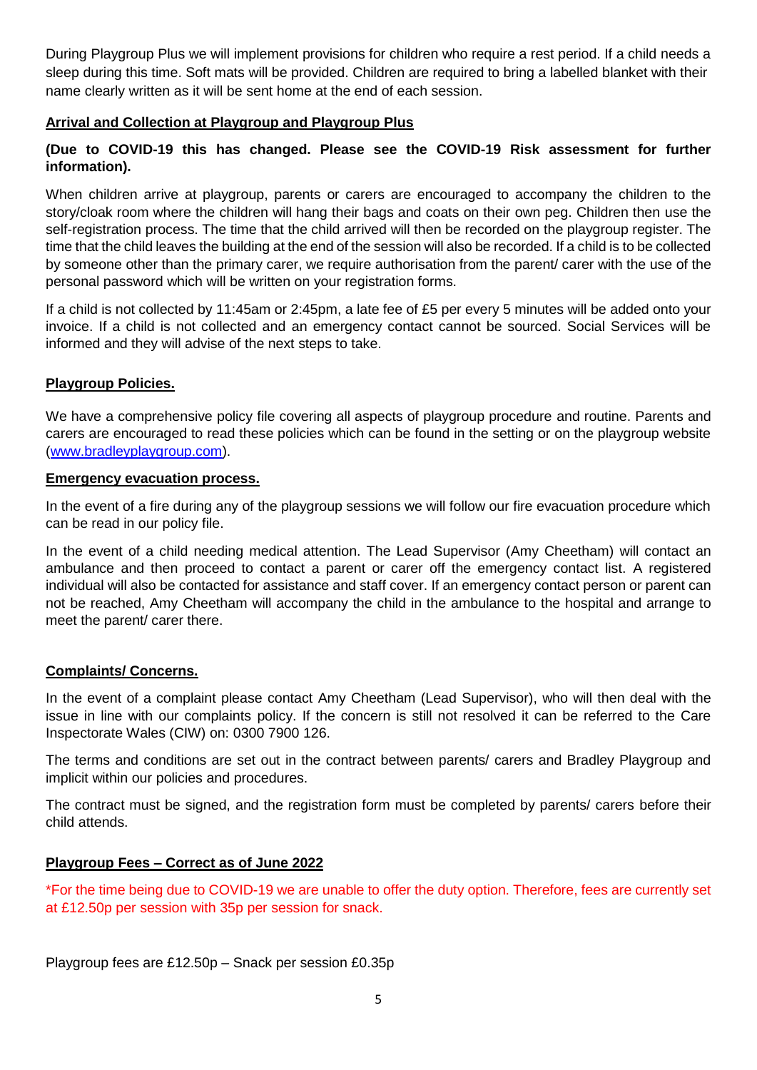During Playgroup Plus we will implement provisions for children who require a rest period. If a child needs a sleep during this time. Soft mats will be provided. Children are required to bring a labelled blanket with their name clearly written as it will be sent home at the end of each session.

**Arrival and Collection at Playgroup and Playgroup Plus**

**(Due to COVID-19 this has changed. Please see the COVID-19 Risk assessment for further information).**

When children arrive at playgroup, parents or carers are encouraged to accompany the children to the story/cloak room where the children will hang their bags and coats on their own peg. Children then use the self-registration process. The time that the child arrived will then be recorded on the playgroup register. The time that the child leaves the building at the end of the session will also be recorded. If a child is to be collected by someone other than the primary carer, we require authorisation from the parent/ carer with the use of the personal password which will be written on your registration forms.

If a child is not collected by 11:45am or 2:45pm, a late fee of £5 per every 5 minutes will be added onto your invoice. If a child is not collected and an emergency contact cannot be sourced. Social Services will be informed and they will advise of the next steps to take.

**Playgroup Policies.**

We have a comprehensive policy file covering all aspects of playgroup procedure and routine. Parents and carers are encouraged to read these policies which can be found in the setting or on the playgroup website (www.bradleyplaygroup.com).

**Emergency evacuation process.**

In the event of a fire during any of the playgroup sessions we will follow our fire evacuation procedure which can be read in our policy file.

In the event of a child needing medical attention. The Lead Supervisor (Amy Cheetham) will contact an ambulance and then proceed to contact a parent or carer off the emergency contact list. A registered individual will also be contacted for assistance and staff cover. If an emergency contact person or parent can not be reached, Amy Cheetham will accompany the child in the ambulance to the hospital and arrange to meet the parent/ carer there.

**Complaints/ Concerns.**

In the event of a complaint please contact Amy Cheetham (Lead Supervisor), who will then deal with the issue in line with our complaints policy. If the concern is still not resolved it can be referred to the Care Inspectorate Wales (CIW) on: 0300 7900 126.

The terms and conditions are set out in the contract between parents/ carers and Bradley Playgroup and implicit within our policies and procedures.

The contract must be signed, and the registration form must be completed by parents/ carers before their child attends.

**Playgroup Fees – Correct as of June 2022**

*For the time being due to COVID-19 we are unable to offer the duty option. Therefore, fees are currently set at £12.50p per session with 35p per session for snack.

Playgroup fees are £12.50p – Snack per session £0.35p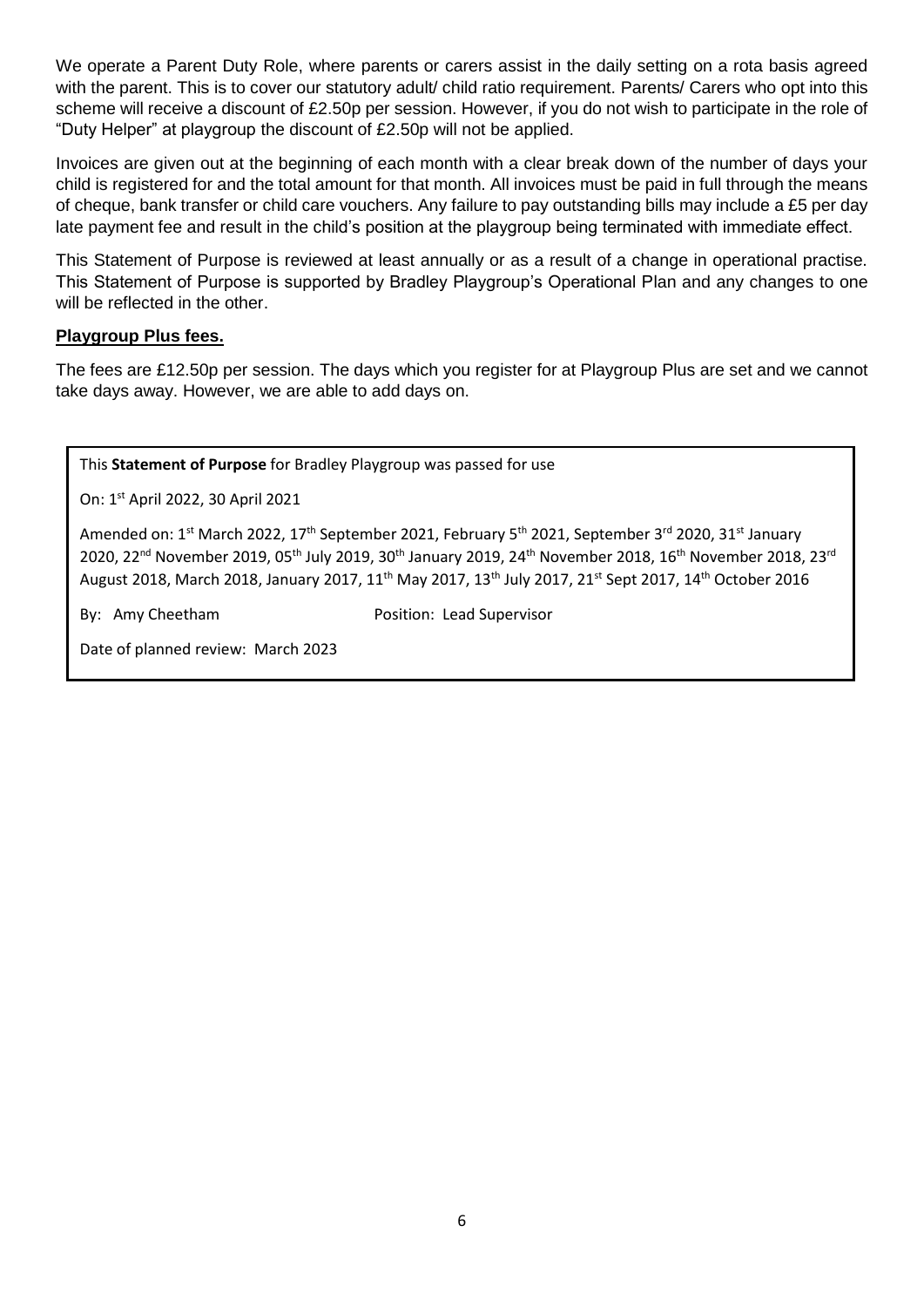We operate a Parent Duty Role, where parents or carers assist in the daily setting on a rota basis agreed with the parent. This is to cover our statutory adult/ child ratio requirement. Parents/ Carers who opt into this scheme will receive a discount of £2.50p per session. However, if you do not wish to participate in the role of "Duty Helper" at playgroup the discount of £2.50p will not be applied.

Invoices are given out at the beginning of each month with a clear break down of the number of days your child is registered for and the total amount for that month. All invoices must be paid in full through the means of cheque, bank transfer or child care vouchers. Any failure to pay outstanding bills may include a £5 per day late payment fee and result in the child's position at the playgroup being terminated with immediate effect.

This Statement of Purpose is reviewed at least annually or as a result of a change in operational practise. This Statement of Purpose is supported by Bradley Playgroup's Operational Plan and any changes to one will be reflected in the other.

**Playgroup Plus fees.**

The fees are £12.50p per session. The days which you register for at Playgroup Plus are set and we cannot take days away. However, we are able to add days on.

This **Statement of Purpose** for Bradley Playgroup was passed for use

On: 1st April 2022, 30 April 2021

Amended on: 1st March 2022, 17th September 2021, February 5th 2021, September 3rd 2020, 31st January 2020, 22nd November 2019, 05th July 2019, 30th January 2019, 24th November 2018, 16th November 2018, 23rd August 2018, March 2018, January 2017, 11th May 2017, 13th July 2017, 21st Sept 2017, 14th October 2016

By: Amy Cheetham Position: Lead Supervisor

Date of planned review: March 2023